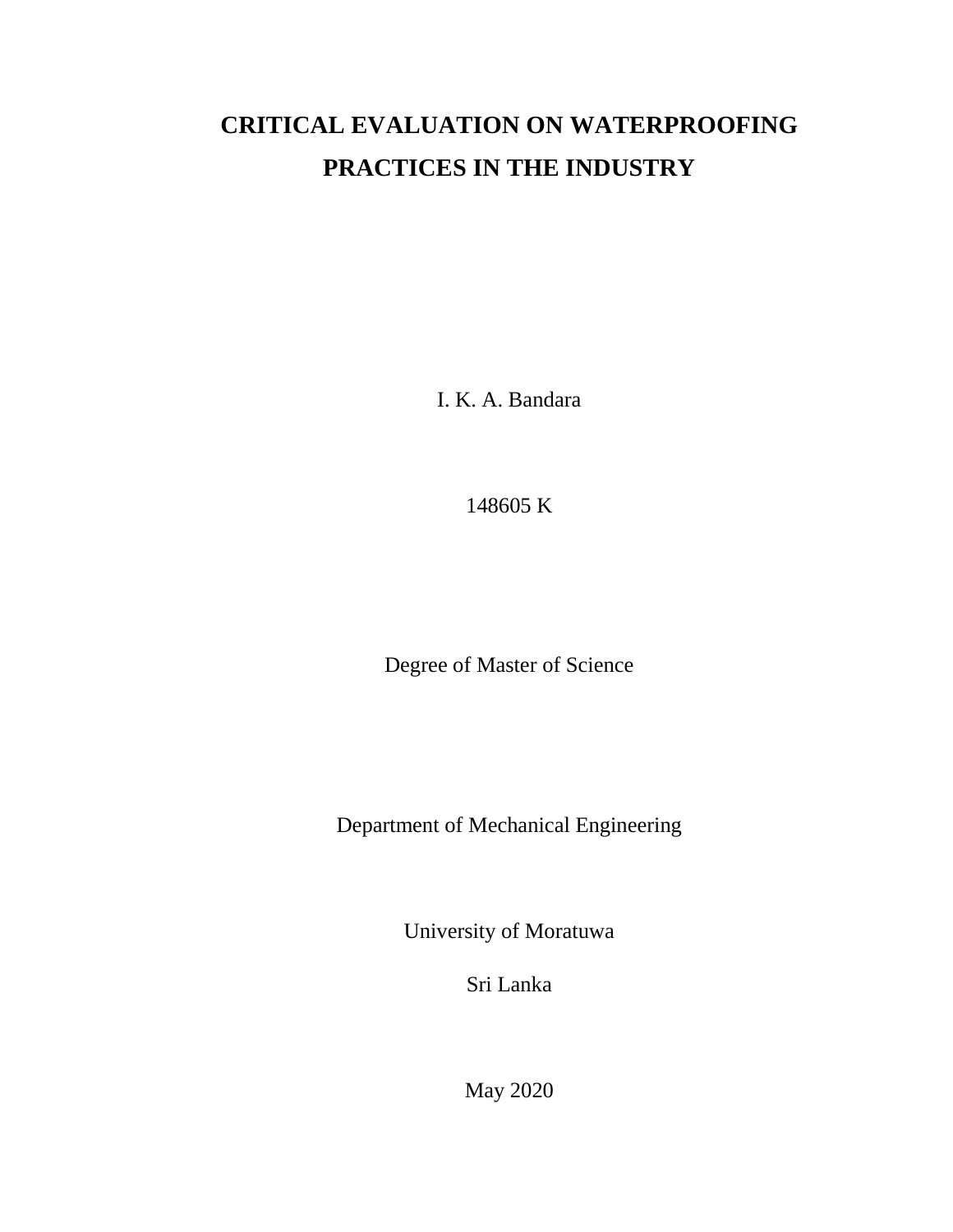# CRITICAL EVALUATION ON WATERPROOFING PRACTICES IN THE INDUSTRY

I. K. A. Bandara

148605 K

Degree of Master of Science

Department of Mechanical Engineering

University of Moratuwa

Sri Lanka

May 2020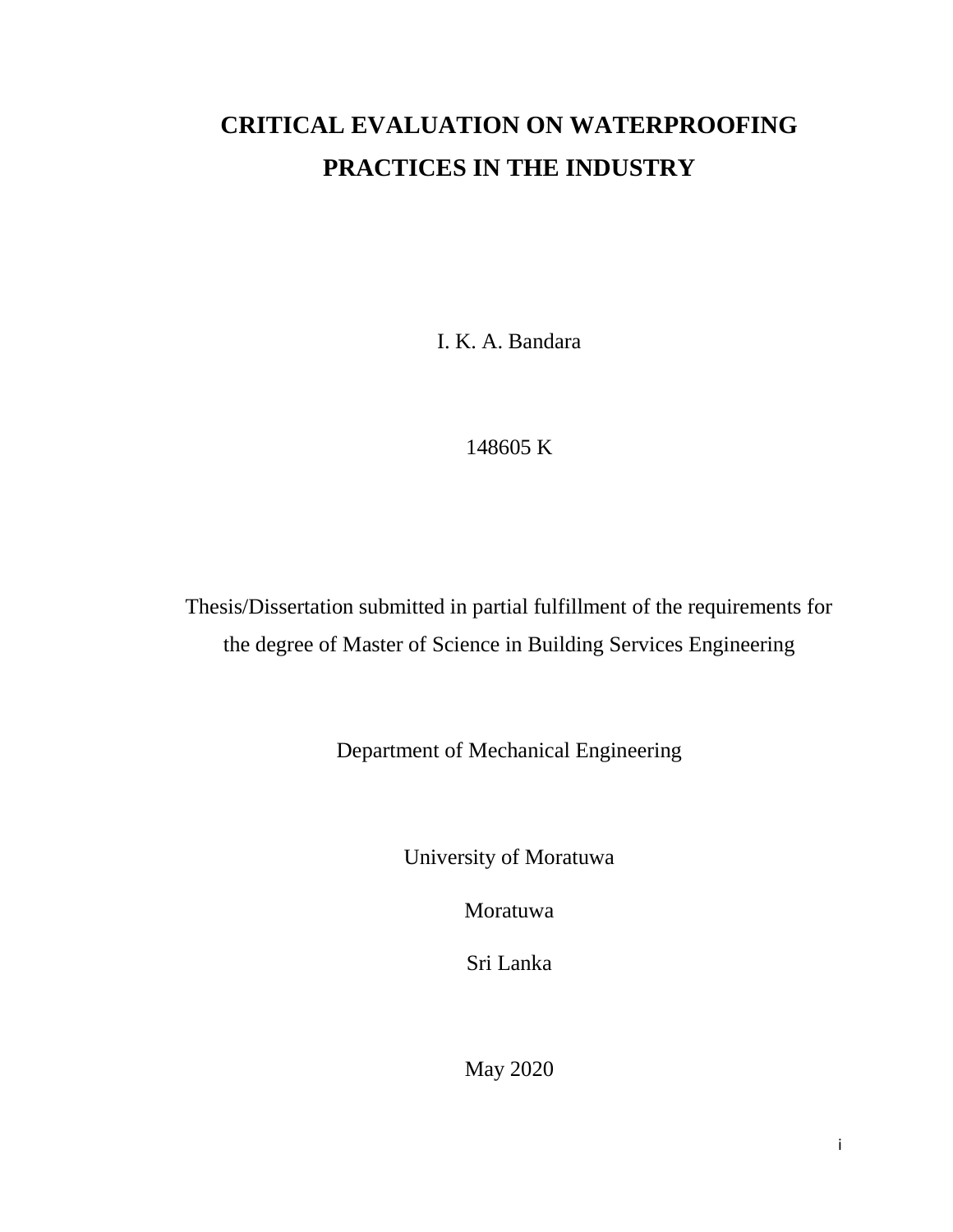# CRITICAL EVALUATION ON WATERPROOFING PRACTICES IN THE INDUSTRY

I. K. A. Bandara

148605 K

Thesis/Dissertation submitted in partial fulfillment of the requirements for the degree of Master of Science in Building Services Engineering

Department of Mechanical Engineering

University of Moratuwa

Moratuwa

Sri Lanka

May 2020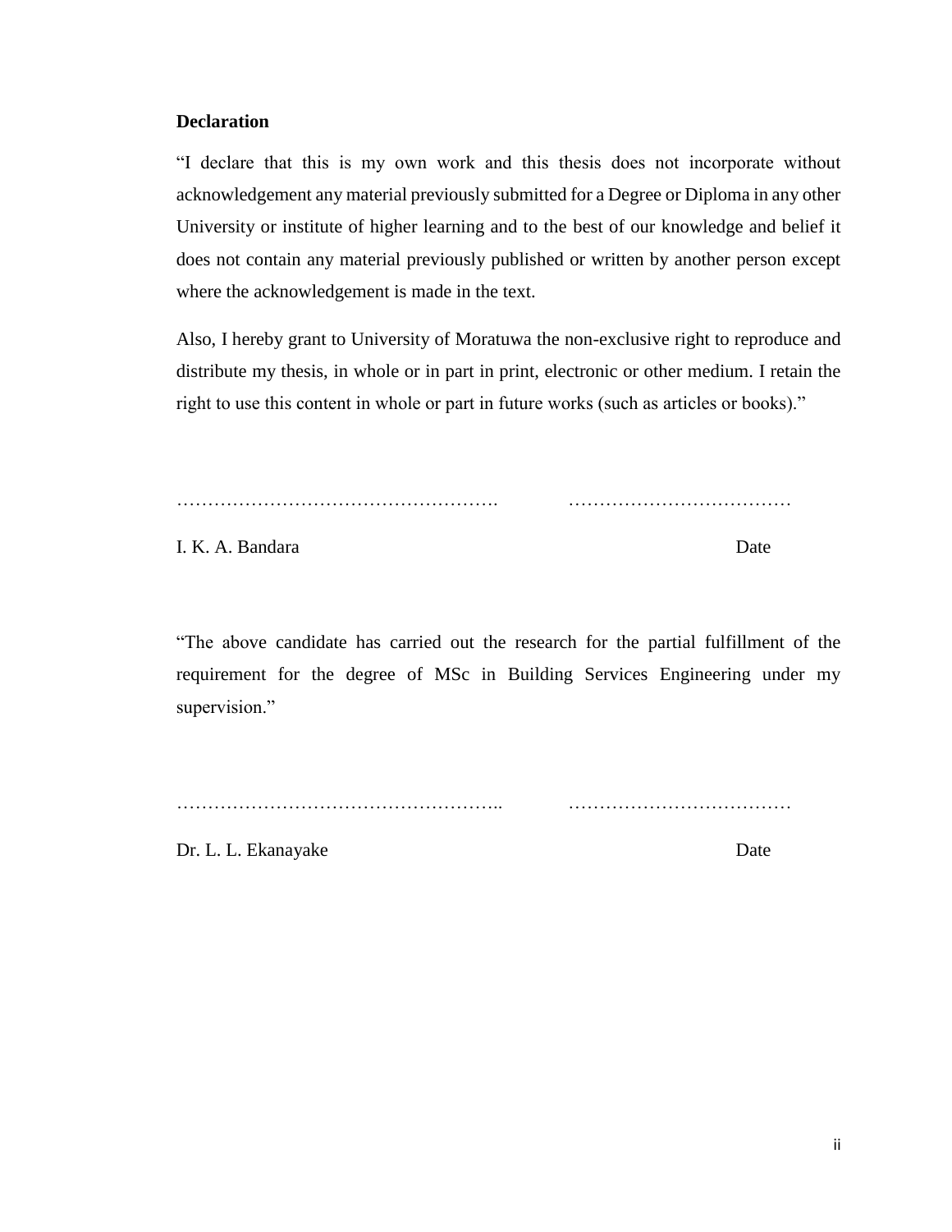**Declaration**

"I declare that this is my own work and this thesis does not incorporate without acknowledgement any material previously submitted for a Degree or Diploma in any other University or institute of higher learning and to the best of our knowledge and belief it does not contain any material previously published or written by another person except where the acknowledgement is made in the text.

Also, I hereby grant to University of Moratuwa the non-exclusive right to reproduce and distribute my thesis, in whole or in part in print, electronic or other medium. I retain the right to use this content in whole or part in future works (such as articles or books)."

……………………………………………. ………………………………

I. K. A. Bandara Date

"The above candidate has carried out the research for the partial fulfillment of the requirement for the degree of MSc in Building Services Engineering under my supervision."

…………………………………………….. ………………………………

Dr. L. L. Ekanayake Date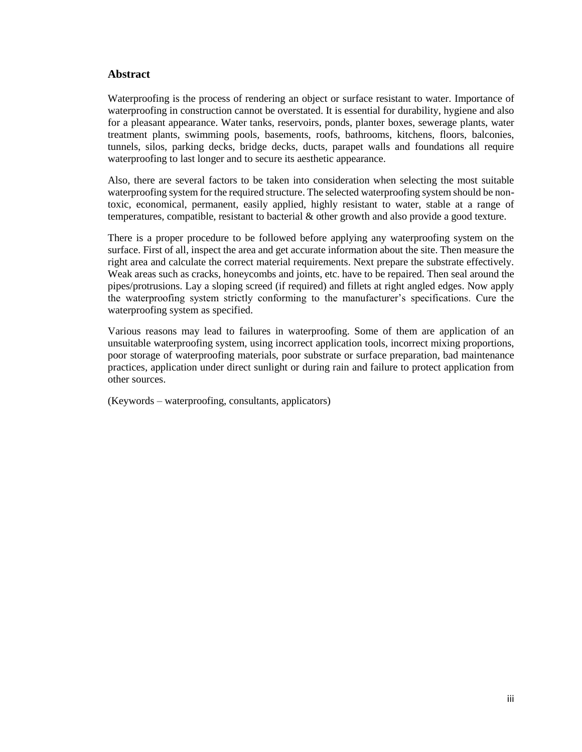## Abstract

Waterproofing is the process of rendering an object or surface resistant to water. Importance of waterproofing in construction cannot be overstated. It is essential for durability, hygiene and also for a pleasant appearance. Water tanks, reservoirs, ponds, planter boxes, sewerage plants, water treatment plants, swimming pools, basements, roofs, bathrooms, kitchens, floors, balconies, tunnels, silos, parking decks, bridge decks, ducts, parapet walls and foundations all require waterproofing to last longer and to secure its aesthetic appearance.

Also, there are several factors to be taken into consideration when selecting the most suitable waterproofing system for the required structure. The selected waterproofing system should be non-toxic, economical, permanent, easily applied, highly resistant to water, stable at a range of temperatures, compatible, resistant to bacterial & other growth and also provide a good texture.

There is a proper procedure to be followed before applying any waterproofing system on the surface. First of all, inspect the area and get accurate information about the site. Then measure the right area and calculate the correct material requirements. Next prepare the substrate effectively. Weak areas such as cracks, honeycombs and joints, etc. have to be repaired. Then seal around the pipes/protrusions. Lay a sloping screed (if required) and fillets at right angled edges. Now apply the waterproofing system strictly conforming to the manufacturer's specifications. Cure the waterproofing system as specified.

Various reasons may lead to failures in waterproofing. Some of them are application of an unsuitable waterproofing system, using incorrect application tools, incorrect mixing proportions, poor storage of waterproofing materials, poor substrate or surface preparation, bad maintenance practices, application under direct sunlight or during rain and failure to protect application from other sources.

(Keywords – waterproofing, consultants, applicators)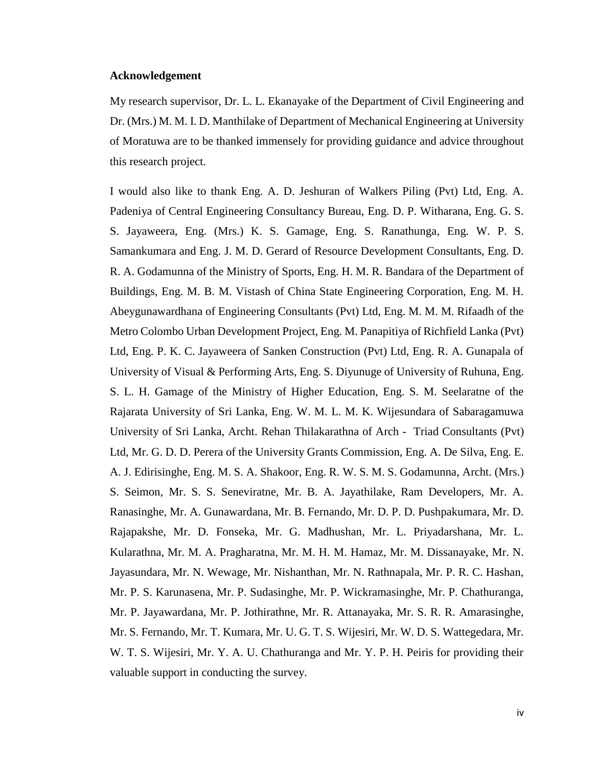**Acknowledgement**

My research supervisor, Dr. L. L. Ekanayake of the Department of Civil Engineering and Dr. (Mrs.) M. M. I. D. Manthilake of Department of Mechanical Engineering at University of Moratuwa are to be thanked immensely for providing guidance and advice throughout this research project.

I would also like to thank Eng. A. D. Jeshuran of Walkers Piling (Pvt) Ltd, Eng. A. Padeniya of Central Engineering Consultancy Bureau, Eng. D. P. Witharana, Eng. G. S. S. Jayaweera, Eng. (Mrs.) K. S. Gamage, Eng. S. Ranathunga, Eng. W. P. S. Samankumara and Eng. J. M. D. Gerard of Resource Development Consultants, Eng. D. R. A. Godamunna of the Ministry of Sports, Eng. H. M. R. Bandara of the Department of Buildings, Eng. M. B. M. Vistash of China State Engineering Corporation, Eng. M. H. Abeygunawardhana of Engineering Consultants (Pvt) Ltd, Eng. M. M. M. Rifaadh of the Metro Colombo Urban Development Project, Eng. M. Panapitiya of Richfield Lanka (Pvt) Ltd, Eng. P. K. C. Jayaweera of Sanken Construction (Pvt) Ltd, Eng. R. A. Gunapala of University of Visual & Performing Arts, Eng. S. Diyunuge of University of Ruhuna, Eng. S. L. H. Gamage of the Ministry of Higher Education, Eng. S. M. Seelaratne of the Rajarata University of Sri Lanka, Eng. W. M. L. M. K. Wijesundara of Sabaragamuwa University of Sri Lanka, Archt. Rehan Thilakarathna of Arch - Triad Consultants (Pvt) Ltd, Mr. G. D. D. Perera of the University Grants Commission, Eng. A. De Silva, Eng. E. A. J. Edirisinghe, Eng. M. S. A. Shakoor, Eng. R. W. S. M. S. Godamunna, Archt. (Mrs.) S. Seimon, Mr. S. S. Seneviratne, Mr. B. A. Jayathilake, Ram Developers, Mr. A. Ranasinghe, Mr. A. Gunawardana, Mr. B. Fernando, Mr. D. P. D. Pushpakumara, Mr. D. Rajapakshe, Mr. D. Fonseka, Mr. G. Madhushan, Mr. L. Priyadarshana, Mr. L. Kularathna, Mr. M. A. Pragharatna, Mr. M. H. M. Hamaz, Mr. M. Dissanayake, Mr. N. Jayasundara, Mr. N. Wewage, Mr. Nishanthan, Mr. N. Rathnapala, Mr. P. R. C. Hashan, Mr. P. S. Karunasena, Mr. P. Sudasinghe, Mr. P. Wickramasinghe, Mr. P. Chathuranga, Mr. P. Jayawardana, Mr. P. Jothirathne, Mr. R. Attanayaka, Mr. S. R. R. Amarasinghe, Mr. S. Fernando, Mr. T. Kumara, Mr. U. G. T. S. Wijesiri, Mr. W. D. S. Wattegedara, Mr. W. T. S. Wijesiri, Mr. Y. A. U. Chathuranga and Mr. Y. P. H. Peiris for providing their valuable support in conducting the survey.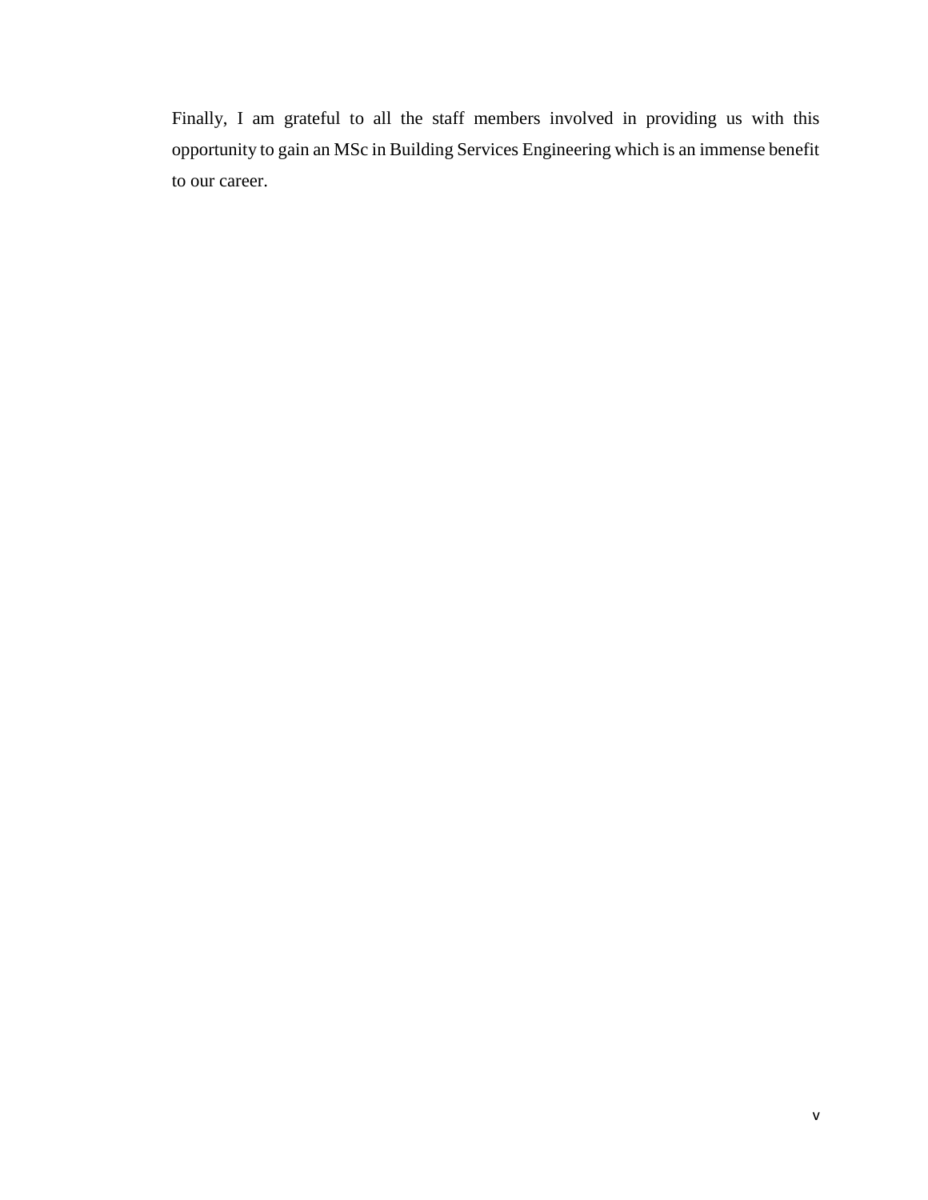Finally, I am grateful to all the staff members involved in providing us with this opportunity to gain an MSc in Building Services Engineering which is an immense benefit to our career.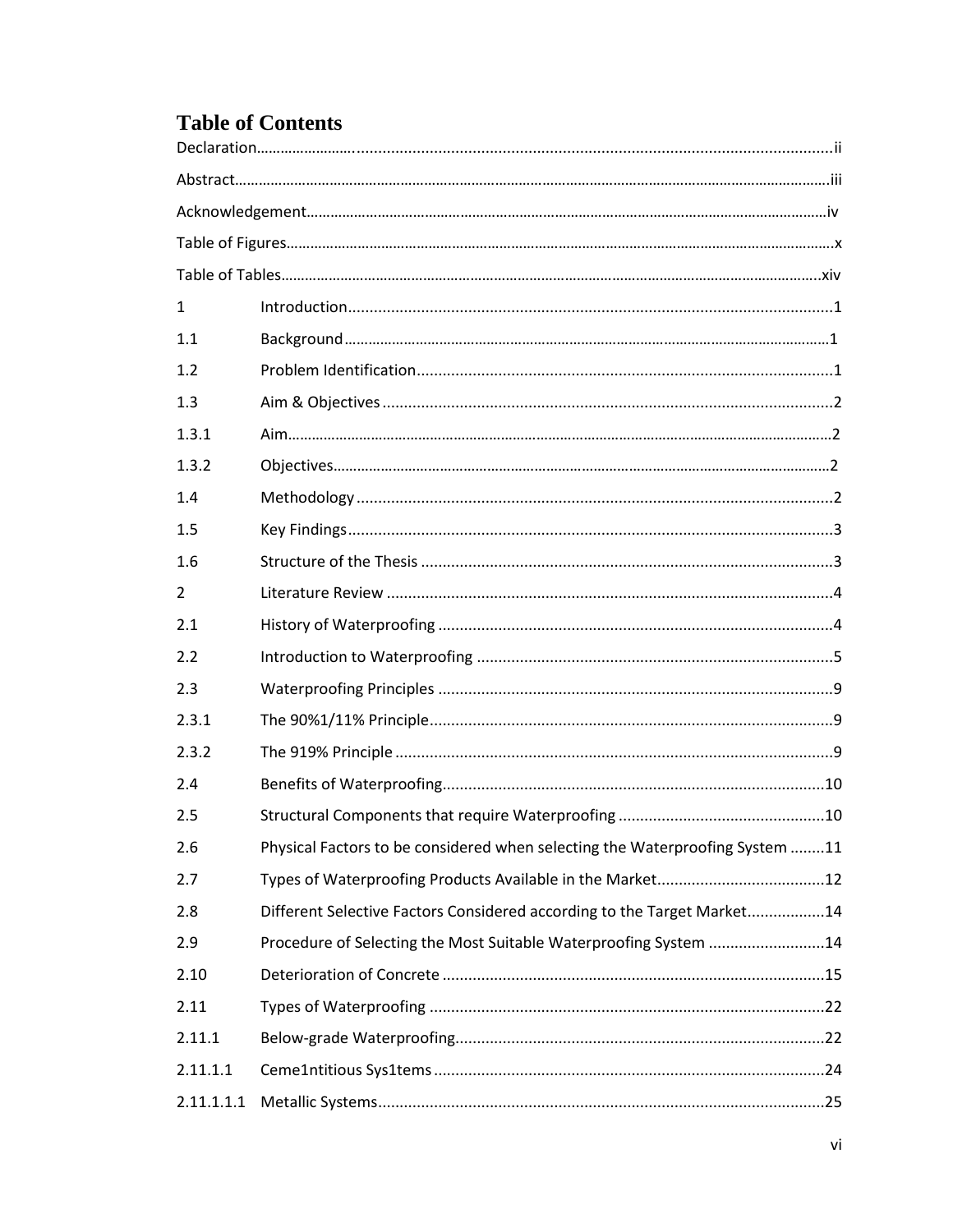# Table of Contents

Declaration........................................................................................................................................ii

Abstract..............................................................................................................................................iii

Acknowledgement.............................................................................................................................iv

Table of Figures....................................................................................................................................x

Table of Tables...................................................................................................................................xiv

| | | |
|---|---|---|
| 1 | Introduction | 1 |
| 1.1 | Background | 1 |
| 1.2 | Problem Identification | 1 |
| 1.3 | Aim & Objectives | 2 |
| 1.3.1 | Aim | 2 |
| 1.3.2 | Objectives | 2 |
| 1.4 | Methodology | 2 |
| 1.5 | Key Findings | 3 |
| 1.6 | Structure of the Thesis | 3 |
| 2 | Literature Review | 4 |
| 2.1 | History of Waterproofing | 4 |
| 2.2 | Introduction to Waterproofing | 5 |
| 2.3 | Waterproofing Principles | 9 |
| 2.3.1 | The 90%1/11% Principle | 9 |
| 2.3.2 | The 919% Principle | 9 |
| 2.4 | Benefits of Waterproofing | 10 |
| 2.5 | Structural Components that require Waterproofing | 10 |
| 2.6 | Physical Factors to be considered when selecting the Waterproofing System | 11 |
| 2.7 | Types of Waterproofing Products Available in the Market | 12 |
| 2.8 | Different Selective Factors Considered according to the Target Market | 14 |
| 2.9 | Procedure of Selecting the Most Suitable Waterproofing System | 14 |
| 2.10 | Deterioration of Concrete | 15 |
| 2.11 | Types of Waterproofing | 22 |
| 2.11.1 | Below-grade Waterproofing | 22 |
| 2.11.1.1 | Ceme1ntitious Sys1tems | 24 |
| 2.11.1.1.1 | Metallic Systems | 25 |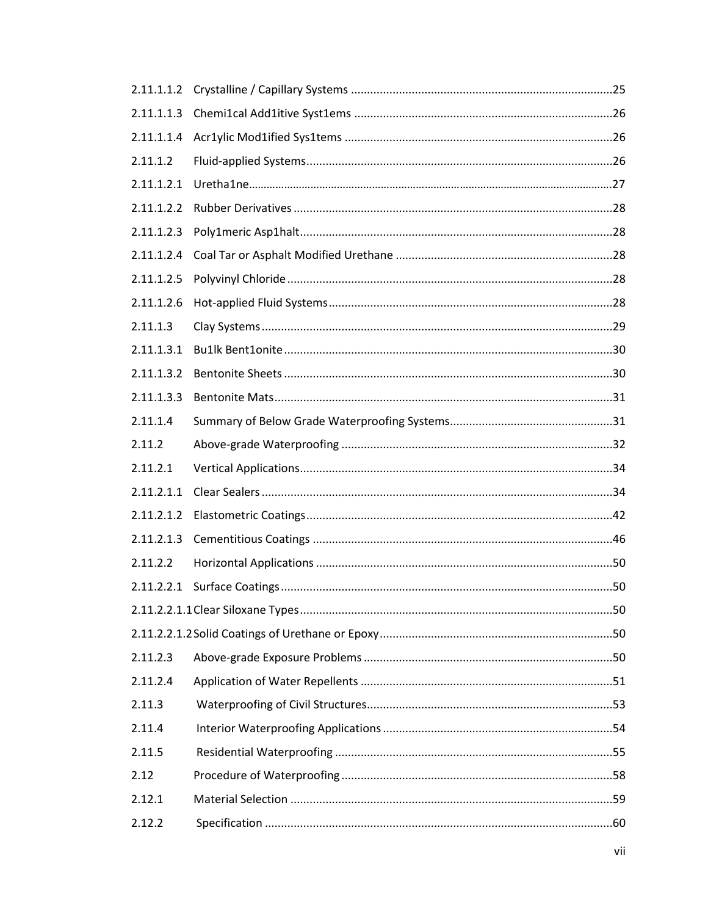2.11.1.1.2 Crystalline / Capillary Systems ....................................................................................25

2.11.1.1.3 Chemi1cal Add1itive Syst1ems ....................................................................................26

2.11.1.1.4 Acr1ylic Mod1ified Sys1tems ......................................................................................26

2.11.1.2 Fluid-applied Systems..................................................................................................26

2.11.1.2.1 Uretha1ne...................................................................................................................27

2.11.1.2.2 Rubber Derivatives ....................................................................................................28

2.11.1.2.3 Poly1meric Asp1halt...................................................................................................28

2.11.1.2.4 Coal Tar or Asphalt Modified Urethane ....................................................................28

2.11.1.2.5 Polyvinyl Chloride .....................................................................................................28

2.11.1.2.6 Hot-applied Fluid Systems.........................................................................................28

2.11.1.3 Clay Systems...............................................................................................................29

2.11.1.3.1 Bu1lk Bent1onite .......................................................................................................30

2.11.1.3.2 Bentonite Sheets .......................................................................................................30

2.11.1.3.3 Bentonite Mats..........................................................................................................31

2.11.1.4 Summary of Below Grade Waterproofing Systems.....................................................31

2.11.2 Above-grade Waterproofing ........................................................................................32

2.11.2.1 Vertical Applications...................................................................................................34

2.11.2.1.1 Clear Sealers .............................................................................................................34

2.11.2.1.2 Elastometric Coatings................................................................................................42

2.11.2.1.3 Cementitious Coatings ..............................................................................................46

2.11.2.2 Horizontal Applications ..............................................................................................50

2.11.2.2.1 Surface Coatings........................................................................................................50

2.11.2.2.1.1 Clear Siloxane Types...............................................................................................50

2.11.2.2.1.2 Solid Coatings of Urethane or Epoxy......................................................................50

2.11.2.3 Above-grade Exposure Problems ...............................................................................50

2.11.2.4 Application of Water Repellents ................................................................................51

2.11.3 Waterproofing of Civil Structures..............................................................................53

2.11.4 Interior Waterproofing Applications ..........................................................................54

2.11.5 Residential Waterproofing ..........................................................................................55

2.12 Procedure of Waterproofing ...........................................................................................58

2.12.1 Material Selection .......................................................................................................59

2.12.2 Specification ...............................................................................................................60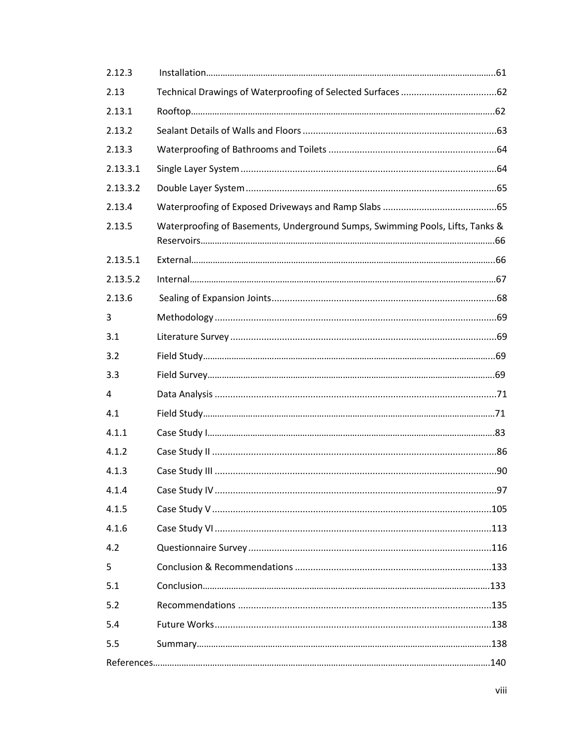| | | |
|---|---|---|
| 2.12.3 | Installation | 61 |
| 2.13 | Technical Drawings of Waterproofing of Selected Surfaces | 62 |
| 2.13.1 | Rooftop | 62 |
| 2.13.2 | Sealant Details of Walls and Floors | 63 |
| 2.13.3 | Waterproofing of Bathrooms and Toilets | 64 |
| 2.13.3.1 | Single Layer System | 64 |
| 2.13.3.2 | Double Layer System | 65 |
| 2.13.4 | Waterproofing of Exposed Driveways and Ramp Slabs | 65 |
| 2.13.5 | Waterproofing of Basements, Underground Sumps, Swimming Pools, Lifts, Tanks & Reservoirs | 66 |
| 2.13.5.1 | External | 66 |
| 2.13.5.2 | Internal | 67 |
| 2.13.6 | Sealing of Expansion Joints | 68 |
| 3 | Methodology | 69 |
| 3.1 | Literature Survey | 69 |
| 3.2 | Field Study | 69 |
| 3.3 | Field Survey | 69 |
| 4 | Data Analysis | 71 |
| 4.1 | Field Study | 71 |
| 4.1.1 | Case Study I | 83 |
| 4.1.2 | Case Study II | 86 |
| 4.1.3 | Case Study III | 90 |
| 4.1.4 | Case Study IV | 97 |
| 4.1.5 | Case Study V | 105 |
| 4.1.6 | Case Study VI | 113 |
| 4.2 | Questionnaire Survey | 116 |
| 5 | Conclusion & Recommendations | 133 |
| 5.1 | Conclusion | 133 |
| 5.2 | Recommendations | 135 |
| 5.4 | Future Works | 138 |
| 5.5 | Summary | 138 |
| References | | 140 |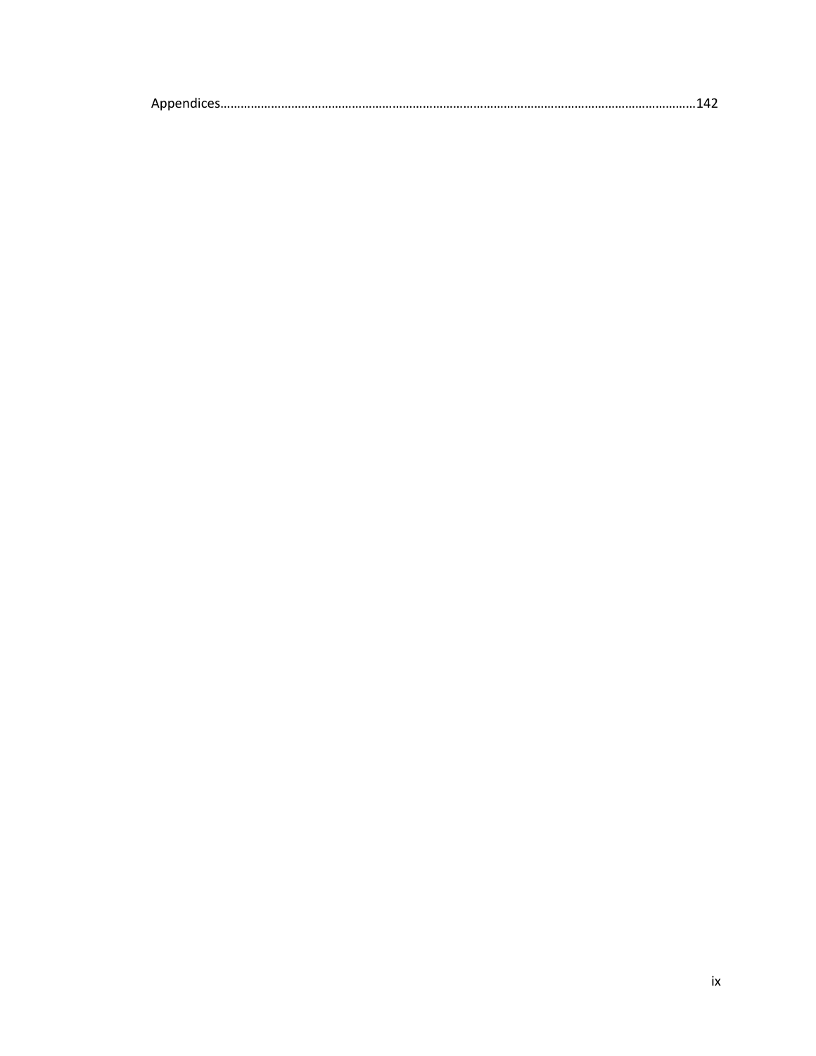Appendices……………………………………………………………………………………………………………………………142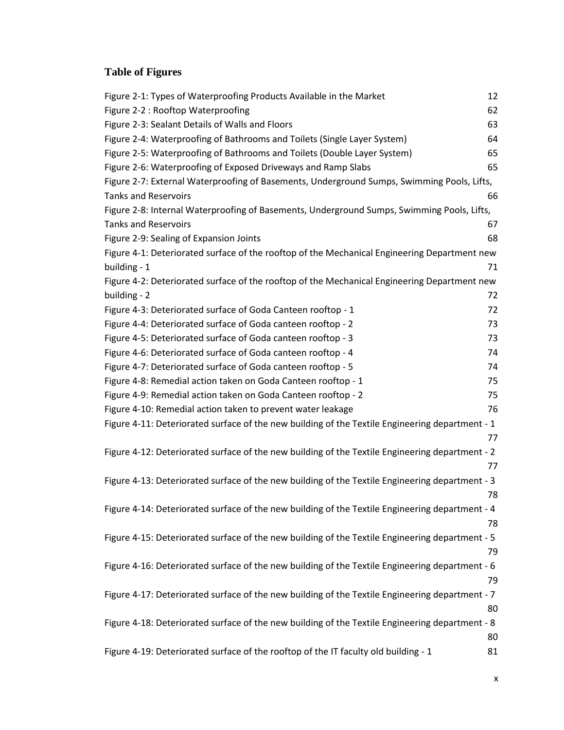## Table of Figures

Figure 2-1: Types of Waterproofing Products Available in the Market 12
Figure 2-2 : Rooftop Waterproofing 62
Figure 2-3: Sealant Details of Walls and Floors 63
Figure 2-4: Waterproofing of Bathrooms and Toilets (Single Layer System) 64
Figure 2-5: Waterproofing of Bathrooms and Toilets (Double Layer System) 65
Figure 2-6: Waterproofing of Exposed Driveways and Ramp Slabs 65
Figure 2-7: External Waterproofing of Basements, Underground Sumps, Swimming Pools, Lifts, Tanks and Reservoirs 66
Figure 2-8: Internal Waterproofing of Basements, Underground Sumps, Swimming Pools, Lifts, Tanks and Reservoirs 67
Figure 2-9: Sealing of Expansion Joints 68
Figure 4-1: Deteriorated surface of the rooftop of the Mechanical Engineering Department new building - 1 71
Figure 4-2: Deteriorated surface of the rooftop of the Mechanical Engineering Department new building - 2 72
Figure 4-3: Deteriorated surface of Goda Canteen rooftop - 1 72
Figure 4-4: Deteriorated surface of Goda canteen rooftop - 2 73
Figure 4-5: Deteriorated surface of Goda canteen rooftop - 3 73
Figure 4-6: Deteriorated surface of Goda canteen rooftop - 4 74
Figure 4-7: Deteriorated surface of Goda canteen rooftop - 5 74
Figure 4-8: Remedial action taken on Goda Canteen rooftop - 1 75
Figure 4-9: Remedial action taken on Goda Canteen rooftop - 2 75
Figure 4-10: Remedial action taken to prevent water leakage 76
Figure 4-11: Deteriorated surface of the new building of the Textile Engineering department - 1 77
Figure 4-12: Deteriorated surface of the new building of the Textile Engineering department - 2 77
Figure 4-13: Deteriorated surface of the new building of the Textile Engineering department - 3 78
Figure 4-14: Deteriorated surface of the new building of the Textile Engineering department - 4 78
Figure 4-15: Deteriorated surface of the new building of the Textile Engineering department - 5 79
Figure 4-16: Deteriorated surface of the new building of the Textile Engineering department - 6 79
Figure 4-17: Deteriorated surface of the new building of the Textile Engineering department - 7 80
Figure 4-18: Deteriorated surface of the new building of the Textile Engineering department - 8 80
Figure 4-19: Deteriorated surface of the rooftop of the IT faculty old building - 1 81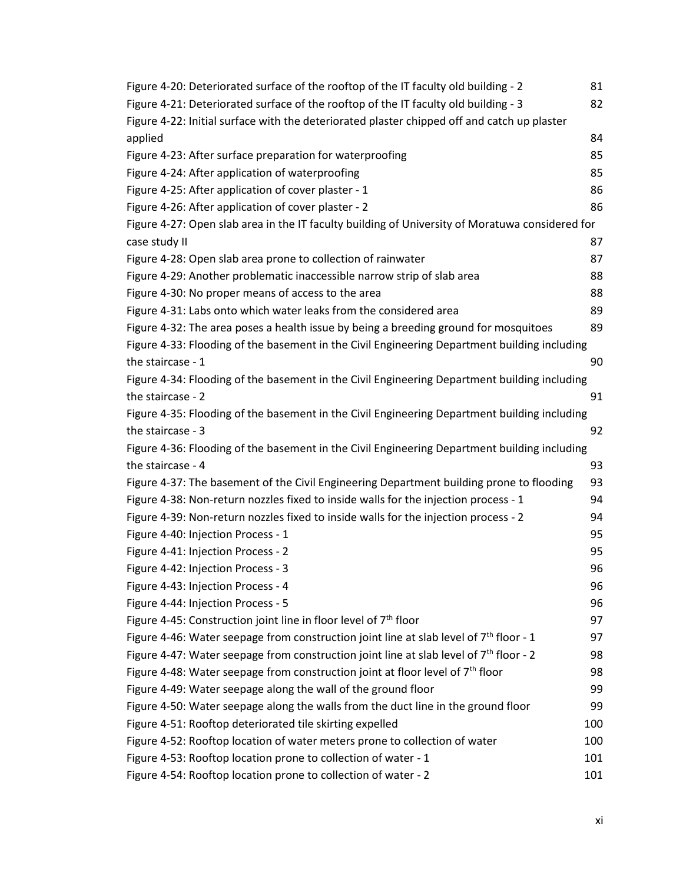Figure 4-20: Deteriorated surface of the rooftop of the IT faculty old building - 2 81
Figure 4-21: Deteriorated surface of the rooftop of the IT faculty old building - 3 82
Figure 4-22: Initial surface with the deteriorated plaster chipped off and catch up plaster applied 84
Figure 4-23: After surface preparation for waterproofing 85
Figure 4-24: After application of waterproofing 85
Figure 4-25: After application of cover plaster - 1 86
Figure 4-26: After application of cover plaster - 2 86
Figure 4-27: Open slab area in the IT faculty building of University of Moratuwa considered for case study II 87
Figure 4-28: Open slab area prone to collection of rainwater 87
Figure 4-29: Another problematic inaccessible narrow strip of slab area 88
Figure 4-30: No proper means of access to the area 88
Figure 4-31: Labs onto which water leaks from the considered area 89
Figure 4-32: The area poses a health issue by being a breeding ground for mosquitoes 89
Figure 4-33: Flooding of the basement in the Civil Engineering Department building including the staircase - 1 90
Figure 4-34: Flooding of the basement in the Civil Engineering Department building including the staircase - 2 91
Figure 4-35: Flooding of the basement in the Civil Engineering Department building including the staircase - 3 92
Figure 4-36: Flooding of the basement in the Civil Engineering Department building including the staircase - 4 93
Figure 4-37: The basement of the Civil Engineering Department building prone to flooding 93
Figure 4-38: Non-return nozzles fixed to inside walls for the injection process - 1 94
Figure 4-39: Non-return nozzles fixed to inside walls for the injection process - 2 94
Figure 4-40: Injection Process - 1 95
Figure 4-41: Injection Process - 2 95
Figure 4-42: Injection Process - 3 96
Figure 4-43: Injection Process - 4 96
Figure 4-44: Injection Process - 5 96
Figure 4-45: Construction joint line in floor level of 7th floor 97
Figure 4-46: Water seepage from construction joint line at slab level of 7th floor - 1 97
Figure 4-47: Water seepage from construction joint line at slab level of 7th floor - 2 98
Figure 4-48: Water seepage from construction joint at floor level of 7th floor 98
Figure 4-49: Water seepage along the wall of the ground floor 99
Figure 4-50: Water seepage along the walls from the duct line in the ground floor 99
Figure 4-51: Rooftop deteriorated tile skirting expelled 100
Figure 4-52: Rooftop location of water meters prone to collection of water 100
Figure 4-53: Rooftop location prone to collection of water - 1 101
Figure 4-54: Rooftop location prone to collection of water - 2 101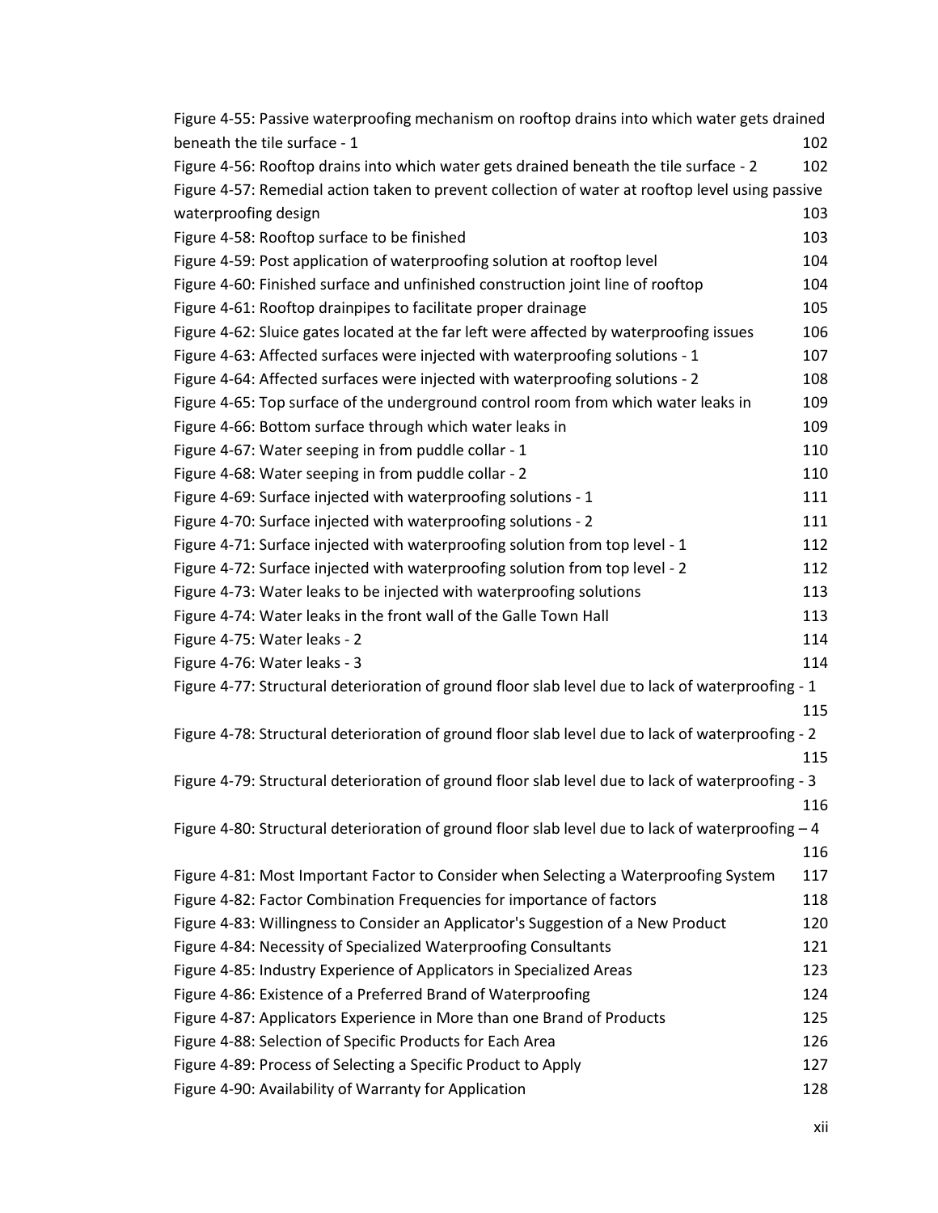Figure 4-55: Passive waterproofing mechanism on rooftop drains into which water gets drained beneath the tile surface - 1 102

Figure 4-56: Rooftop drains into which water gets drained beneath the tile surface - 2 102

Figure 4-57: Remedial action taken to prevent collection of water at rooftop level using passive waterproofing design 103

Figure 4-58: Rooftop surface to be finished 103

Figure 4-59: Post application of waterproofing solution at rooftop level 104

Figure 4-60: Finished surface and unfinished construction joint line of rooftop 104

Figure 4-61: Rooftop drainpipes to facilitate proper drainage 105

Figure 4-62: Sluice gates located at the far left were affected by waterproofing issues 106

Figure 4-63: Affected surfaces were injected with waterproofing solutions - 1 107

Figure 4-64: Affected surfaces were injected with waterproofing solutions - 2 108

Figure 4-65: Top surface of the underground control room from which water leaks in 109

Figure 4-66: Bottom surface through which water leaks in 109

Figure 4-67: Water seeping in from puddle collar - 1 110

Figure 4-68: Water seeping in from puddle collar - 2 110

Figure 4-69: Surface injected with waterproofing solutions - 1 111

Figure 4-70: Surface injected with waterproofing solutions - 2 111

Figure 4-71: Surface injected with waterproofing solution from top level - 1 112

Figure 4-72: Surface injected with waterproofing solution from top level - 2 112

Figure 4-73: Water leaks to be injected with waterproofing solutions 113

Figure 4-74: Water leaks in the front wall of the Galle Town Hall 113

Figure 4-75: Water leaks - 2 114

Figure 4-76: Water leaks - 3 114

Figure 4-77: Structural deterioration of ground floor slab level due to lack of waterproofing - 1 115

Figure 4-78: Structural deterioration of ground floor slab level due to lack of waterproofing - 2 115

Figure 4-79: Structural deterioration of ground floor slab level due to lack of waterproofing - 3 116

Figure 4-80: Structural deterioration of ground floor slab level due to lack of waterproofing – 4 116

Figure 4-81: Most Important Factor to Consider when Selecting a Waterproofing System 117

Figure 4-82: Factor Combination Frequencies for importance of factors 118

Figure 4-83: Willingness to Consider an Applicator's Suggestion of a New Product 120

Figure 4-84: Necessity of Specialized Waterproofing Consultants 121

Figure 4-85: Industry Experience of Applicators in Specialized Areas 123

Figure 4-86: Existence of a Preferred Brand of Waterproofing 124

Figure 4-87: Applicators Experience in More than one Brand of Products 125

Figure 4-88: Selection of Specific Products for Each Area 126

Figure 4-89: Process of Selecting a Specific Product to Apply 127

Figure 4-90: Availability of Warranty for Application 128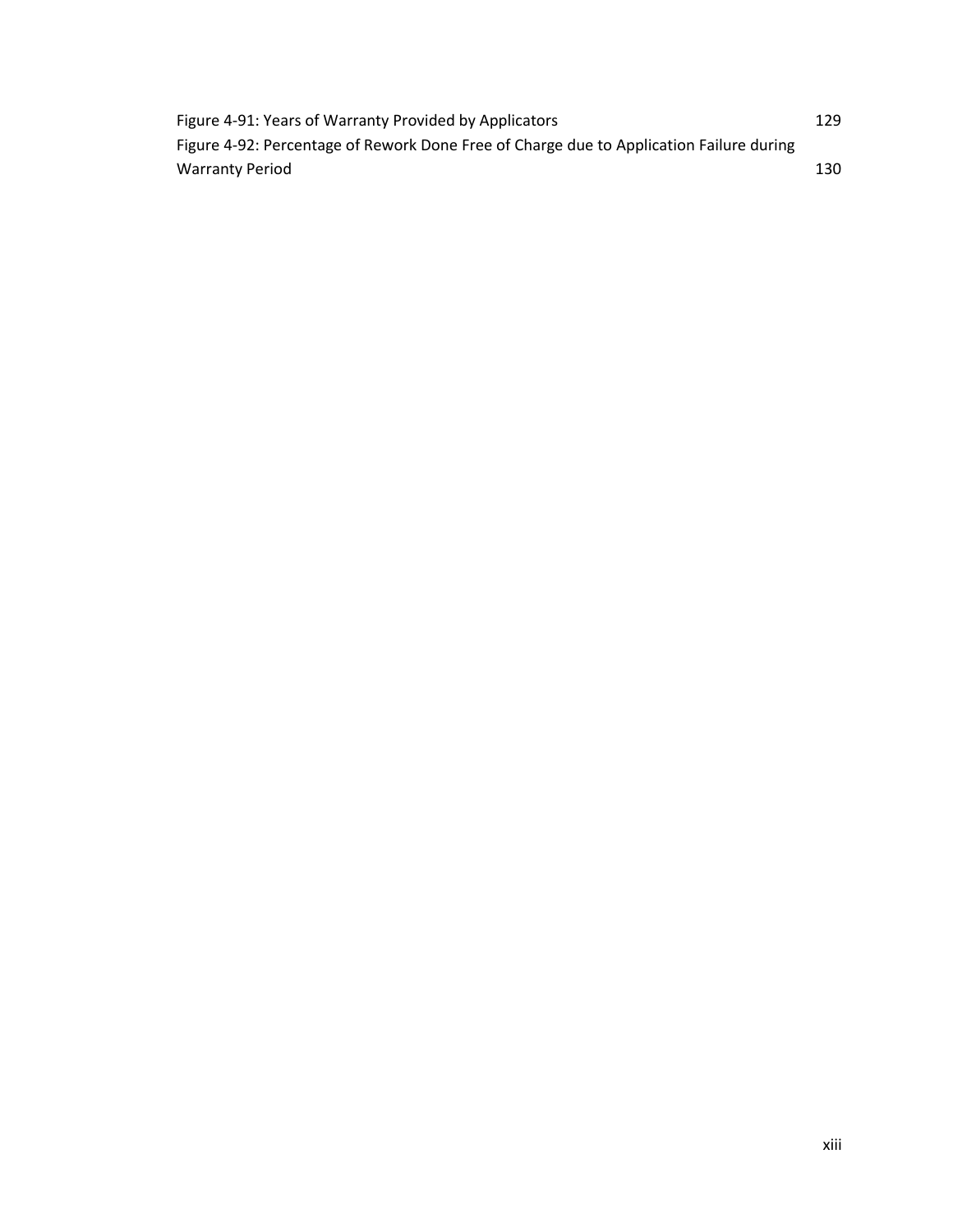Figure 4-91: Years of Warranty Provided by Applicators 129

Figure 4-92: Percentage of Rework Done Free of Charge due to Application Failure during Warranty Period 130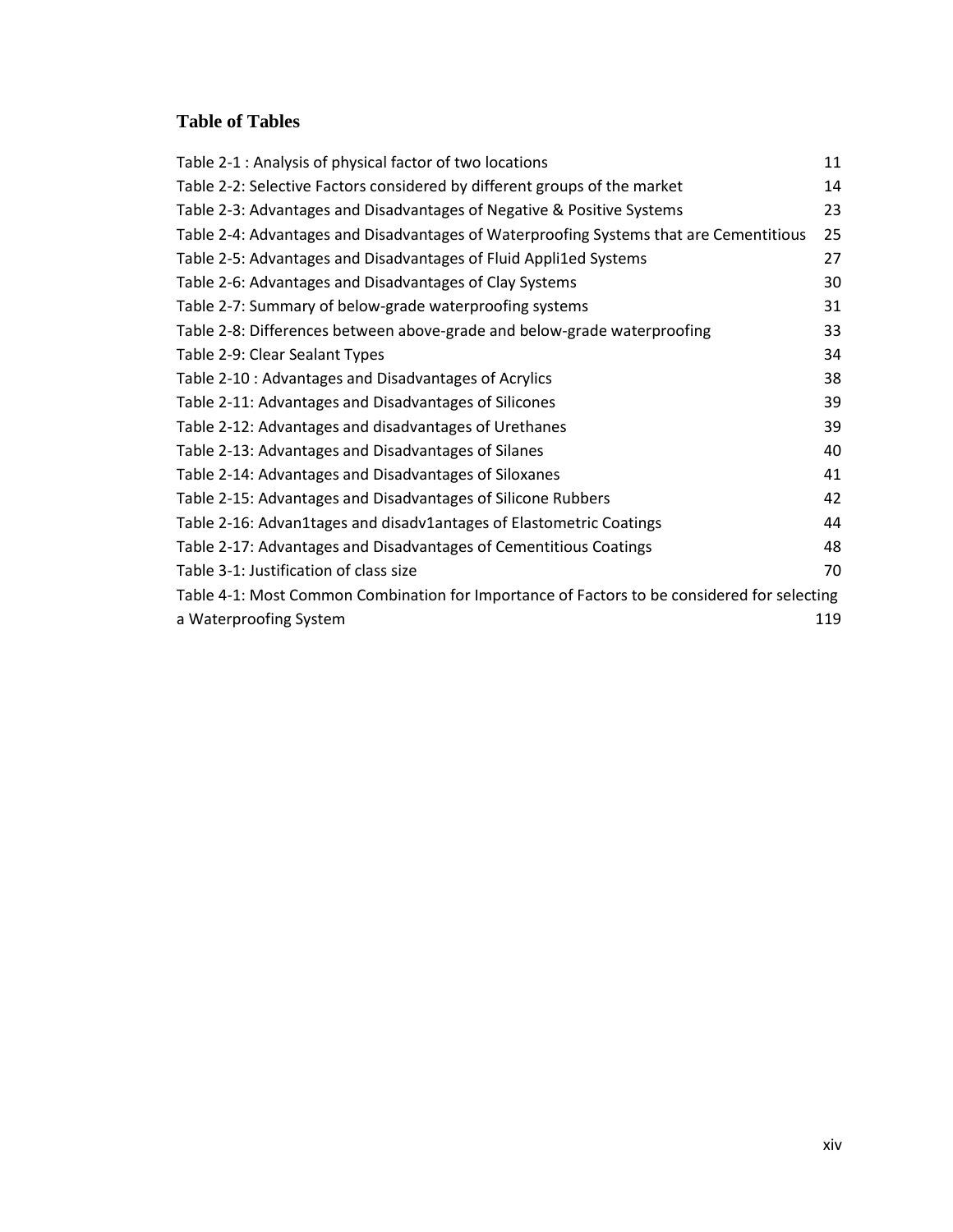## Table of Tables

Table 2-1 : Analysis of physical factor of two locations 11
Table 2-2: Selective Factors considered by different groups of the market 14
Table 2-3: Advantages and Disadvantages of Negative & Positive Systems 23
Table 2-4: Advantages and Disadvantages of Waterproofing Systems that are Cementitious 25
Table 2-5: Advantages and Disadvantages of Fluid Appli1ed Systems 27
Table 2-6: Advantages and Disadvantages of Clay Systems 30
Table 2-7: Summary of below-grade waterproofing systems 31
Table 2-8: Differences between above-grade and below-grade waterproofing 33
Table 2-9: Clear Sealant Types 34
Table 2-10 : Advantages and Disadvantages of Acrylics 38
Table 2-11: Advantages and Disadvantages of Silicones 39
Table 2-12: Advantages and disadvantages of Urethanes 39
Table 2-13: Advantages and Disadvantages of Silanes 40
Table 2-14: Advantages and Disadvantages of Siloxanes 41
Table 2-15: Advantages and Disadvantages of Silicone Rubbers 42
Table 2-16: Advan1tages and disadv1antages of Elastometric Coatings 44
Table 2-17: Advantages and Disadvantages of Cementitious Coatings 48
Table 3-1: Justification of class size 70
Table 4-1: Most Common Combination for Importance of Factors to be considered for selecting a Waterproofing System 119